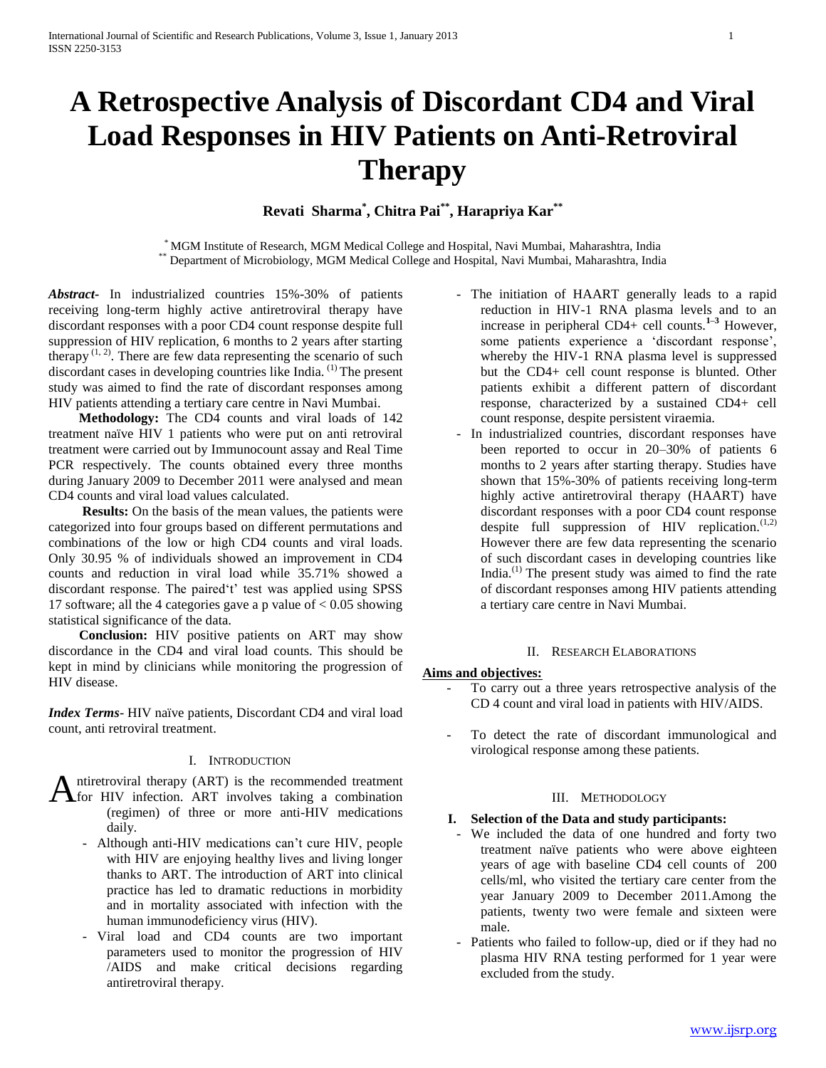# A Retrospective Analysis of Discordant CD4 and Viral Load Responses in HIV Patients on Anti-Retroviral Therapy

**Revati Sharma[*], Chitra Pai[**], Harapriya Kar[**]**

[*] MGM Institute of Research, MGM Medical College and Hospital, Navi Mumbai, Maharashtra, India
[**] Department of Microbiology, MGM Medical College and Hospital, Navi Mumbai, Maharashtra, India

***Abstract*-** In industrialized countries 15%-30% of patients receiving long-term highly active antiretroviral therapy have discordant responses with a poor CD4 count response despite full suppression of HIV replication, 6 months to 2 years after starting therapy [1, 2]. There are few data representing the scenario of such discordant cases in developing countries like India. [1] The present study was aimed to find the rate of discordant responses among HIV patients attending a tertiary care centre in Navi Mumbai.

**Methodology:** The CD4 counts and viral loads of 142 treatment naïve HIV 1 patients who were put on anti retroviral treatment were carried out by Immunocount assay and Real Time PCR respectively. The counts obtained every three months during January 2009 to December 2011 were analysed and mean CD4 counts and viral load values calculated.

**Results:** On the basis of the mean values, the patients were categorized into four groups based on different permutations and combinations of the low or high CD4 counts and viral loads. Only 30.95 % of individuals showed an improvement in CD4 counts and reduction in viral load while 35.71% showed a discordant response. The paired't' test was applied using SPSS 17 software; all the 4 categories gave a p value of < 0.05 showing statistical significance of the data.

**Conclusion:** HIV positive patients on ART may show discordance in the CD4 and viral load counts. This should be kept in mind by clinicians while monitoring the progression of HIV disease.

***Index Terms*-** HIV naïve patients, Discordant CD4 and viral load count, anti retroviral treatment.

## I. Introduction

Antiretroviral therapy (ART) is the recommended treatment for HIV infection. ART involves taking a combination (regimen) of three or more anti-HIV medications daily.

- Although anti-HIV medications can't cure HIV, people with HIV are enjoying healthy lives and living longer thanks to ART. The introduction of ART into clinical practice has led to dramatic reductions in morbidity and in mortality associated with infection with the human immunodeficiency virus (HIV).
- Viral load and CD4 counts are two important parameters used to monitor the progression of HIV /AIDS and make critical decisions regarding antiretroviral therapy.
- The initiation of HAART generally leads to a rapid reduction in HIV-1 RNA plasma levels and to an increase in peripheral CD4+ cell counts.[1–3] However, some patients experience a 'discordant response', whereby the HIV-1 RNA plasma level is suppressed but the CD4+ cell count response is blunted. Other patients exhibit a different pattern of discordant response, characterized by a sustained CD4+ cell count response, despite persistent viraemia.
- In industrialized countries, discordant responses have been reported to occur in 20–30% of patients 6 months to 2 years after starting therapy. Studies have shown that 15%-30% of patients receiving long-term highly active antiretroviral therapy (HAART) have discordant responses with a poor CD4 count response despite full suppression of HIV replication.[1,2] However there are few data representing the scenario of such discordant cases in developing countries like India.[1] The present study was aimed to find the rate of discordant responses among HIV patients attending a tertiary care centre in Navi Mumbai.

## II. Research Elaborations

**Aims and objectives:**

- To carry out a three years retrospective analysis of the CD 4 count and viral load in patients with HIV/AIDS.
- To detect the rate of discordant immunological and virological response among these patients.

## III. Methodology

### I. Selection of the Data and study participants:

- We included the data of one hundred and forty two treatment naïve patients who were above eighteen years of age with baseline CD4 cell counts of 200 cells/ml, who visited the tertiary care center from the year January 2009 to December 2011.Among the patients, twenty two were female and sixteen were male.
- Patients who failed to follow-up, died or if they had no plasma HIV RNA testing performed for 1 year were excluded from the study.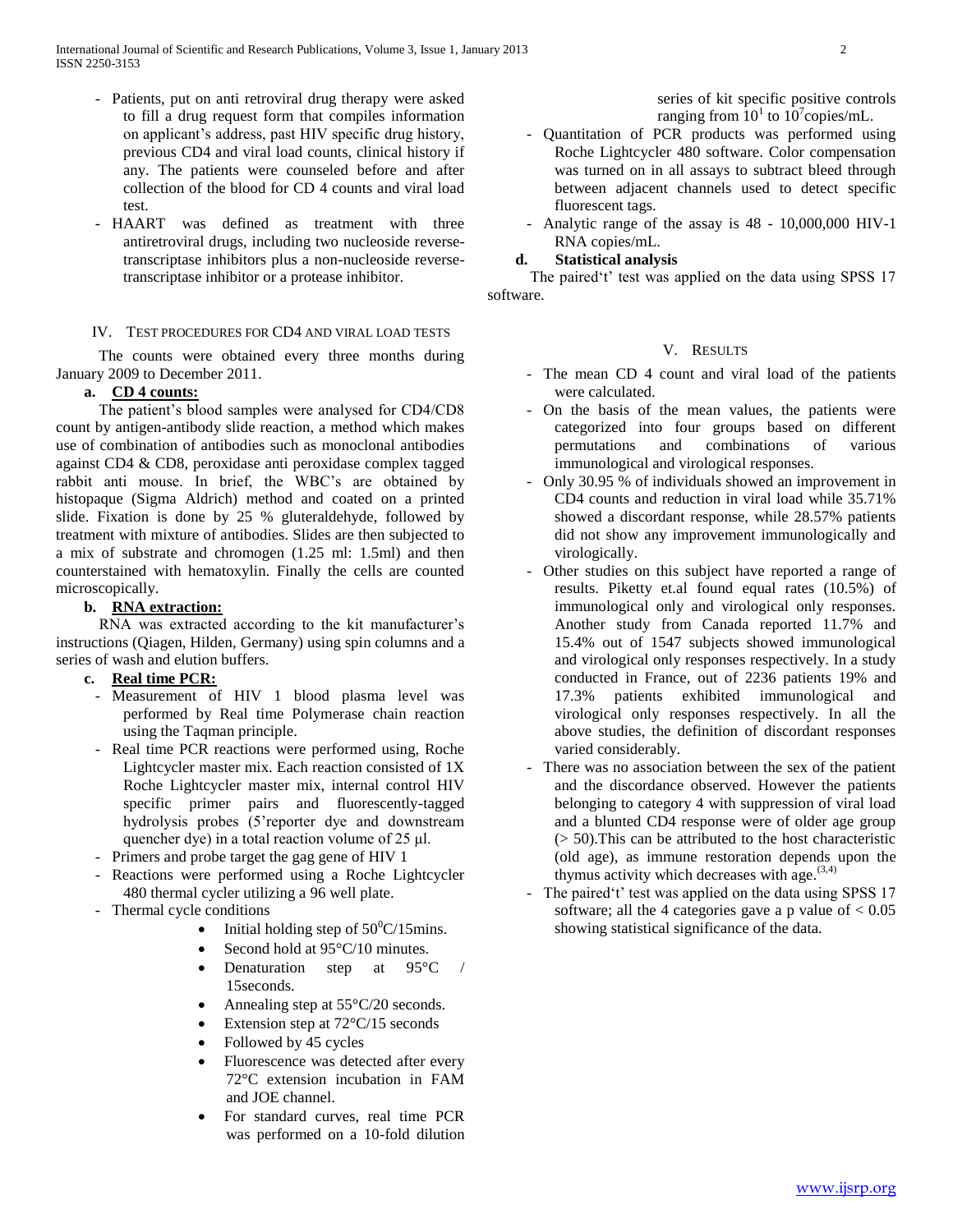- Patients, put on anti retroviral drug therapy were asked to fill a drug request form that compiles information on applicant's address, past HIV specific drug history, previous CD4 and viral load counts, clinical history if any. The patients were counseled before and after collection of the blood for CD 4 counts and viral load test.
- HAART was defined as treatment with three antiretroviral drugs, including two nucleoside reverse-transcriptase inhibitors plus a non-nucleoside reverse-transcriptase inhibitor or a protease inhibitor.

## IV. Test Procedures for CD4 and Viral Load Tests

The counts were obtained every three months during January 2009 to December 2011.

### a. CD 4 counts:

The patient's blood samples were analysed for CD4/CD8 count by antigen-antibody slide reaction, a method which makes use of combination of antibodies such as monoclonal antibodies against CD4 & CD8, peroxidase anti peroxidase complex tagged rabbit anti mouse. In brief, the WBC's are obtained by histopaque (Sigma Aldrich) method and coated on a printed slide. Fixation is done by 25 % gluteraldehyde, followed by treatment with mixture of antibodies. Slides are then subjected to a mix of substrate and chromogen (1.25 ml: 1.5ml) and then counterstained with hematoxylin. Finally the cells are counted microscopically.

### b. RNA extraction:

RNA was extracted according to the kit manufacturer's instructions (Qiagen, Hilden, Germany) using spin columns and a series of wash and elution buffers.

### c. Real time PCR:

- Measurement of HIV 1 blood plasma level was performed by Real time Polymerase chain reaction using the Taqman principle.
- Real time PCR reactions were performed using, Roche Lightcycler master mix. Each reaction consisted of 1X Roche Lightcycler master mix, internal control HIV specific primer pairs and fluorescently-tagged hydrolysis probes (5'reporter dye and downstream quencher dye) in a total reaction volume of 25 µl.
- Primers and probe target the gag gene of HIV 1
- Reactions were performed using a Roche Lightcycler 480 thermal cycler utilizing a 96 well plate.
- Thermal cycle conditions
  - Initial holding step of $50^0$C/15mins.
  - Second hold at 95°C/10 minutes.
  - Denaturation step at 95°C / 15seconds.
  - Annealing step at 55°C/20 seconds.
  - Extension step at 72°C/15 seconds
  - Followed by 45 cycles
  - Fluorescence was detected after every 72°C extension incubation in FAM and JOE channel.
  - For standard curves, real time PCR was performed on a 10-fold dilution series of kit specific positive controls ranging from $10^1$ to $10^7$copies/mL.
- Quantitation of PCR products was performed using Roche Lightcycler 480 software. Color compensation was turned on in all assays to subtract bleed through between adjacent channels used to detect specific fluorescent tags.
- Analytic range of the assay is 48 - 10,000,000 HIV-1 RNA copies/mL.

### d. Statistical analysis

The paired't' test was applied on the data using SPSS 17 software.

## V. Results

- The mean CD 4 count and viral load of the patients were calculated.
- On the basis of the mean values, the patients were categorized into four groups based on different permutations and combinations of various immunological and virological responses.
- Only 30.95 % of individuals showed an improvement in CD4 counts and reduction in viral load while 35.71% showed a discordant response, while 28.57% patients did not show any improvement immunologically and virologically.
- Other studies on this subject have reported a range of results. Piketty et.al found equal rates (10.5%) of immunological only and virological only responses. Another study from Canada reported 11.7% and 15.4% out of 1547 subjects showed immunological and virological only responses respectively. In a study conducted in France, out of 2236 patients 19% and 17.3% patients exhibited immunological and virological only responses respectively. In all the above studies, the definition of discordant responses varied considerably.
- There was no association between the sex of the patient and the discordance observed. However the patients belonging to category 4 with suppression of viral load and a blunted CD4 response were of older age group (> 50).This can be attributed to the host characteristic (old age), as immune restoration depends upon the thymus activity which decreases with age.[3,4]
- The paired't' test was applied on the data using SPSS 17 software; all the 4 categories gave a p value of $< 0.05$ showing statistical significance of the data.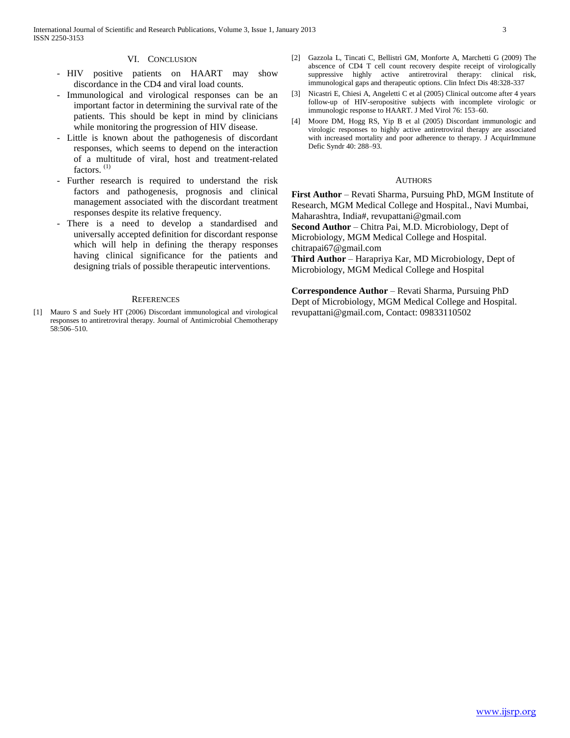## VI. Conclusion

- HIV positive patients on HAART may show discordance in the CD4 and viral load counts.
- Immunological and virological responses can be an important factor in determining the survival rate of the patients. This should be kept in mind by clinicians while monitoring the progression of HIV disease.
- Little is known about the pathogenesis of discordant responses, which seems to depend on the interaction of a multitude of viral, host and treatment-related factors. [1]
- Further research is required to understand the risk factors and pathogenesis, prognosis and clinical management associated with the discordant treatment responses despite its relative frequency.
- There is a need to develop a standardised and universally accepted definition for discordant response which will help in defining the therapy responses having clinical significance for the patients and designing trials of possible therapeutic interventions.

## References

[1] Mauro S and Suely HT (2006) Discordant immunological and virological responses to antiretroviral therapy. Journal of Antimicrobial Chemotherapy 58:506–510.

[2] Gazzola L, Tincati C, Bellistrì GM, Monforte A, Marchetti G (2009) The abscence of CD4 T cell count recovery despite receipt of virologically suppressive highly active antiretroviral therapy: clinical risk, immunological gaps and therapeutic options. Clin Infect Dis 48:328-337

[3] Nicastri E, Chiesi A, Angeletti C et al (2005) Clinical outcome after 4 years follow-up of HIV-seropositive subjects with incomplete virologic or immunologic response to HAART. J Med Virol 76: 153–60.

[4] Moore DM, Hogg RS, Yip B et al (2005) Discordant immunologic and virologic responses to highly active antiretroviral therapy are associated with increased mortality and poor adherence to therapy. J AcquirImmune Defic Syndr 40: 288–93.

## Authors

**First Author** – Revati Sharma, Pursuing PhD, MGM Institute of Research, MGM Medical College and Hospital., Navi Mumbai, Maharashtra, India#, revupattani@gmail.com

**Second Author** – Chitra Pai, M.D. Microbiology, Dept of Microbiology, MGM Medical College and Hospital. chitrapai67@gmail.com

**Third Author** – Harapriya Kar, MD Microbiology, Dept of Microbiology, MGM Medical College and Hospital

**Correspondence Author** – Revati Sharma, Pursuing PhD Dept of Microbiology, MGM Medical College and Hospital. revupattani@gmail.com, Contact: 09833110502